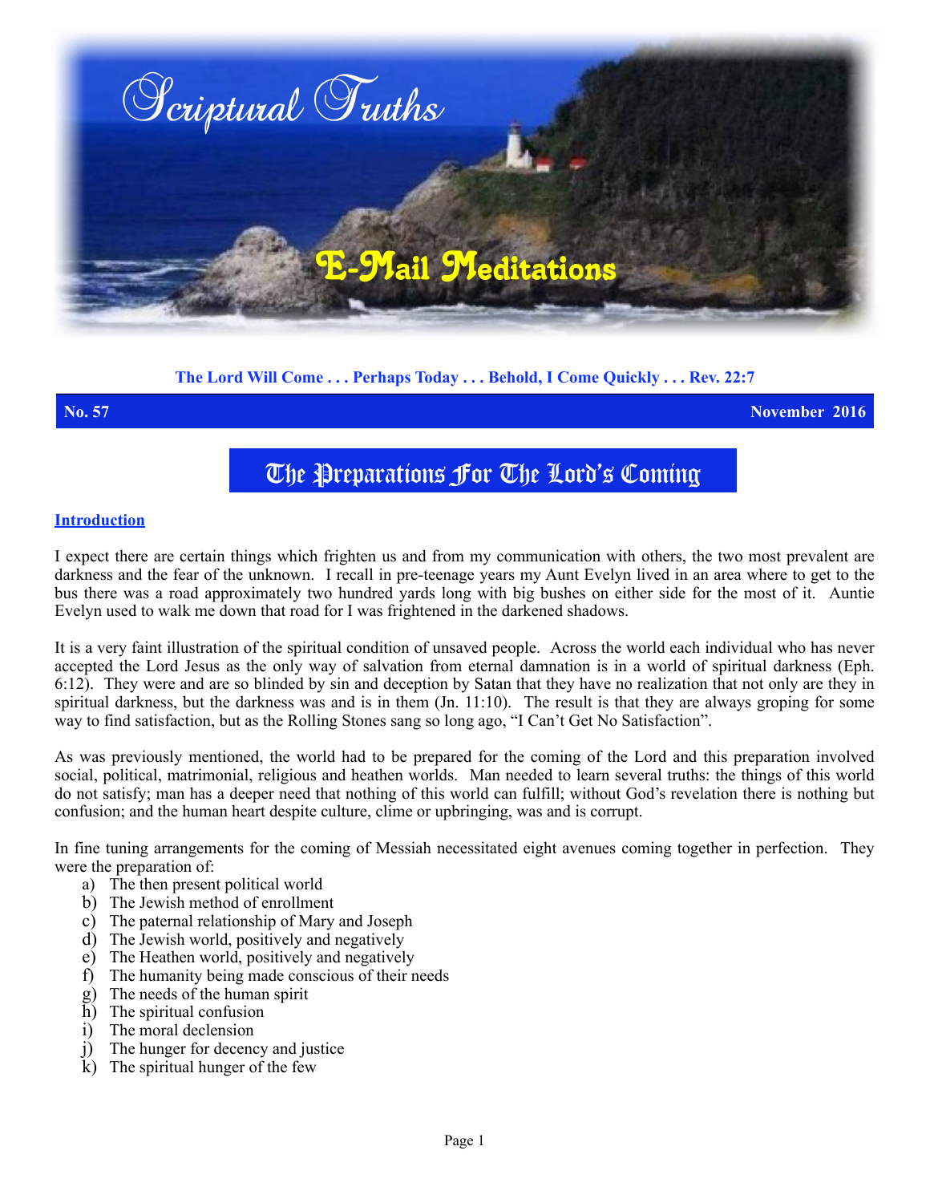# Scriptural Truths

## E-Mail Meditations

**The Lord Will Come . . . Perhaps Today . . . Behold, I Come Quickly . . . Rev. 22:7**

**No. 57** **November 2016**

# The Preparations For The Lord's Coming

## Introduction

I expect there are certain things which frighten us and from my communication with others, the two most prevalent are darkness and the fear of the unknown. I recall in pre-teenage years my Aunt Evelyn lived in an area where to get to the bus there was a road approximately two hundred yards long with big bushes on either side for the most of it. Auntie Evelyn used to walk me down that road for I was frightened in the darkened shadows.

It is a very faint illustration of the spiritual condition of unsaved people. Across the world each individual who has never accepted the Lord Jesus as the only way of salvation from eternal damnation is in a world of spiritual darkness (Eph. 6:12). They were and are so blinded by sin and deception by Satan that they have no realization that not only are they in spiritual darkness, but the darkness was and is in them (Jn. 11:10). The result is that they are always groping for some way to find satisfaction, but as the Rolling Stones sang so long ago, "I Can't Get No Satisfaction".

As was previously mentioned, the world had to be prepared for the coming of the Lord and this preparation involved social, political, matrimonial, religious and heathen worlds. Man needed to learn several truths: the things of this world do not satisfy; man has a deeper need that nothing of this world can fulfill; without God's revelation there is nothing but confusion; and the human heart despite culture, clime or upbringing, was and is corrupt.

In fine tuning arrangements for the coming of Messiah necessitated eight avenues coming together in perfection. They were the preparation of:

a) The then present political world
b) The Jewish method of enrollment
c) The paternal relationship of Mary and Joseph
d) The Jewish world, positively and negatively
e) The Heathen world, positively and negatively
f) The humanity being made conscious of their needs
g) The needs of the human spirit
h) The spiritual confusion
i) The moral declension
j) The hunger for decency and justice
k) The spiritual hunger of the few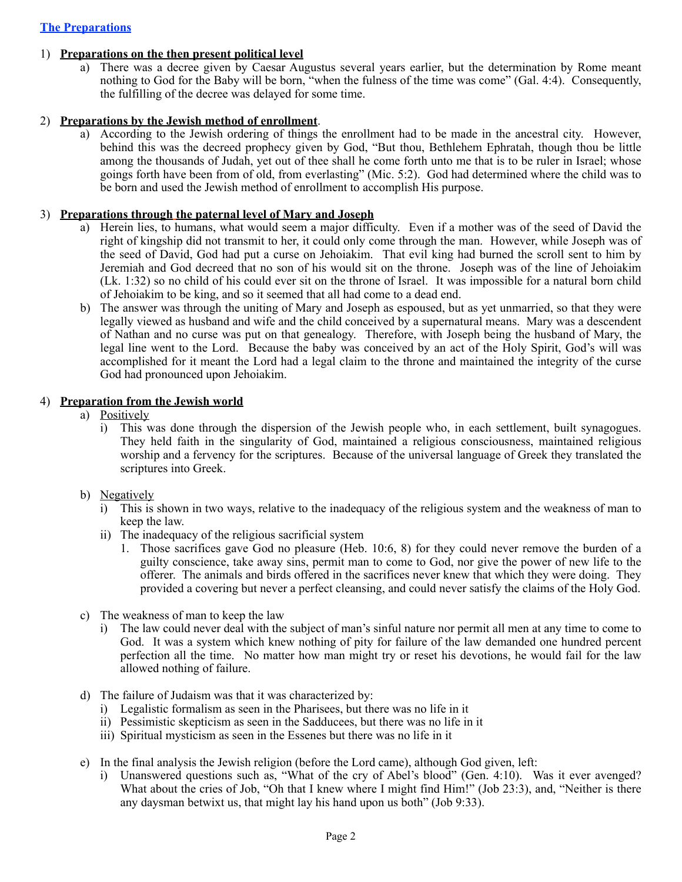## The Preparations

1) **Preparations on the then present political level**
   a) There was a decree given by Caesar Augustus several years earlier, but the determination by Rome meant nothing to God for the Baby will be born, "when the fulness of the time was come" (Gal. 4:4). Consequently, the fulfilling of the decree was delayed for some time.

2) **Preparations by the Jewish method of enrollment**.
   a) According to the Jewish ordering of things the enrollment had to be made in the ancestral city. However, behind this was the decreed prophecy given by God, "But thou, Bethlehem Ephratah, though thou be little among the thousands of Judah, yet out of thee shall he come forth unto me that is to be ruler in Israel; whose goings forth have been from of old, from everlasting" (Mic. 5:2). God had determined where the child was to be born and used the Jewish method of enrollment to accomplish His purpose.

3) **Preparations through the paternal level of Mary and Joseph**
   a) Herein lies, to humans, what would seem a major difficulty. Even if a mother was of the seed of David the right of kingship did not transmit to her, it could only come through the man. However, while Joseph was of the seed of David, God had put a curse on Jehoiakim. That evil king had burned the scroll sent to him by Jeremiah and God decreed that no son of his would sit on the throne. Joseph was of the line of Jehoiakim (Lk. 1:32) so no child of his could ever sit on the throne of Israel. It was impossible for a natural born child of Jehoiakim to be king, and so it seemed that all had come to a dead end.
   b) The answer was through the uniting of Mary and Joseph as espoused, but as yet unmarried, so that they were legally viewed as husband and wife and the child conceived by a supernatural means. Mary was a descendent of Nathan and no curse was put on that genealogy. Therefore, with Joseph being the husband of Mary, the legal line went to the Lord. Because the baby was conceived by an act of the Holy Spirit, God's will was accomplished for it meant the Lord had a legal claim to the throne and maintained the integrity of the curse God had pronounced upon Jehoiakim.

4) **Preparation from the Jewish world**
   a) Positively
      i) This was done through the dispersion of the Jewish people who, in each settlement, built synagogues. They held faith in the singularity of God, maintained a religious consciousness, maintained religious worship and a fervency for the scriptures. Because of the universal language of Greek they translated the scriptures into Greek.

   b) Negatively
      i) This is shown in two ways, relative to the inadequacy of the religious system and the weakness of man to keep the law.
      ii) The inadequacy of the religious sacrificial system
         1. Those sacrifices gave God no pleasure (Heb. 10:6, 8) for they could never remove the burden of a guilty conscience, take away sins, permit man to come to God, nor give the power of new life to the offerer. The animals and birds offered in the sacrifices never knew that which they were doing. They provided a covering but never a perfect cleansing, and could never satisfy the claims of the Holy God.

   c) The weakness of man to keep the law
      i) The law could never deal with the subject of man's sinful nature nor permit all men at any time to come to God. It was a system which knew nothing of pity for failure of the law demanded one hundred percent perfection all the time. No matter how man might try or reset his devotions, he would fail for the law allowed nothing of failure.

   d) The failure of Judaism was that it was characterized by:
      i) Legalistic formalism as seen in the Pharisees, but there was no life in it
      ii) Pessimistic skepticism as seen in the Sadducees, but there was no life in it
      iii) Spiritual mysticism as seen in the Essenes but there was no life in it

   e) In the final analysis the Jewish religion (before the Lord came), although God given, left:
      i) Unanswered questions such as, "What of the cry of Abel's blood" (Gen. 4:10). Was it ever avenged? What about the cries of Job, "Oh that I knew where I might find Him!" (Job 23:3), and, "Neither is there any daysman betwixt us, that might lay his hand upon us both" (Job 9:33).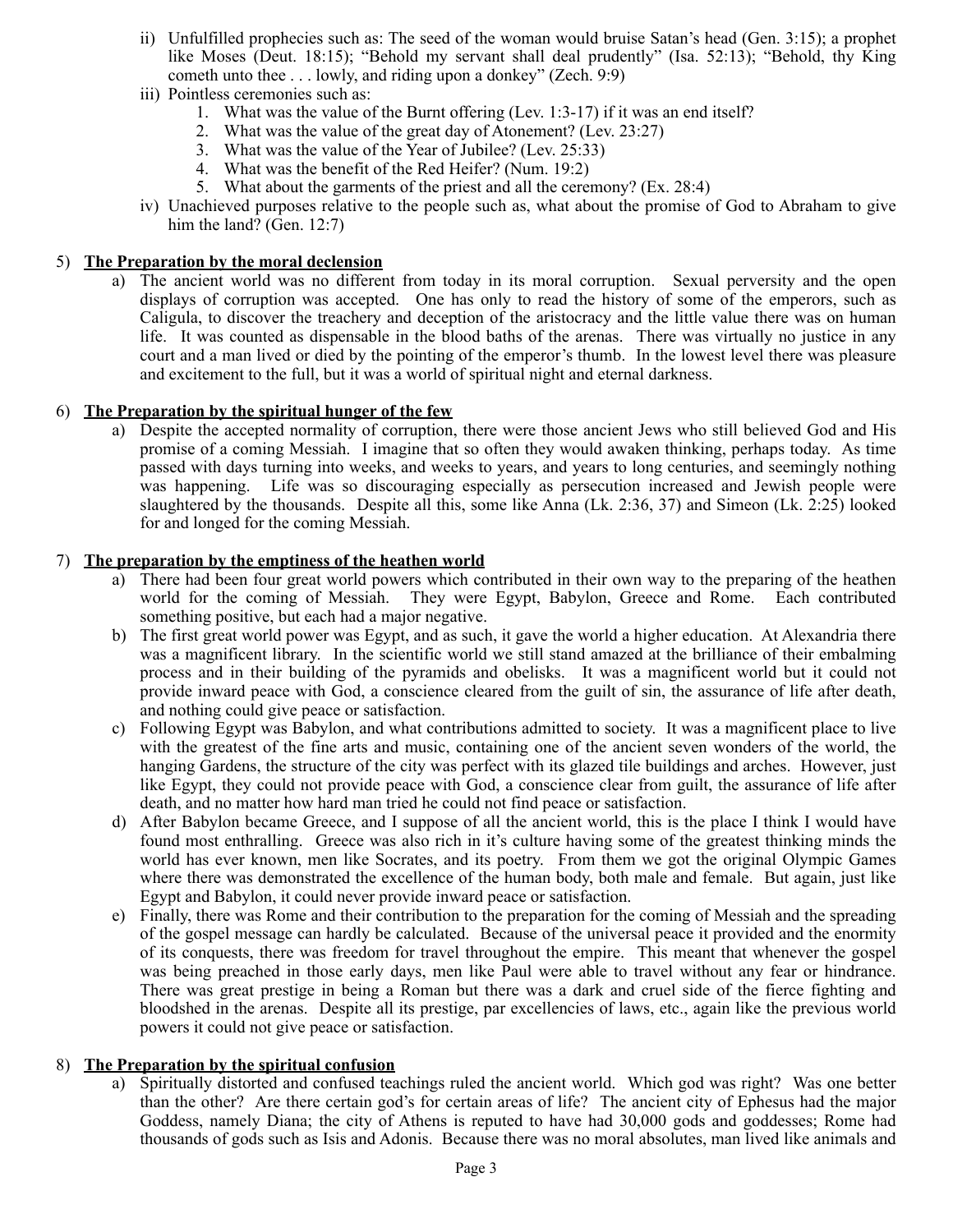- ii) Unfulfilled prophecies such as: The seed of the woman would bruise Satan's head (Gen. 3:15); a prophet like Moses (Deut. 18:15); "Behold my servant shall deal prudently" (Isa. 52:13); "Behold, thy King cometh unto thee . . . lowly, and riding upon a donkey" (Zech. 9:9)
   - iii) Pointless ceremonies such as:
     1. What was the value of the Burnt offering (Lev. 1:3-17) if it was an end itself?
     2. What was the value of the great day of Atonement? (Lev. 23:27)
     3. What was the value of the Year of Jubilee? (Lev. 25:33)
     4. What was the benefit of the Red Heifer? (Num. 19:2)
     5. What about the garments of the priest and all the ceremony? (Ex. 28:4)
   - iv) Unachieved purposes relative to the people such as, what about the promise of God to Abraham to give him the land? (Gen. 12:7)

5) **The Preparation by the moral declension**
   - a) The ancient world was no different from today in its moral corruption. Sexual perversity and the open displays of corruption was accepted. One has only to read the history of some of the emperors, such as Caligula, to discover the treachery and deception of the aristocracy and the little value there was on human life. It was counted as dispensable in the blood baths of the arenas. There was virtually no justice in any court and a man lived or died by the pointing of the emperor's thumb. In the lowest level there was pleasure and excitement to the full, but it was a world of spiritual night and eternal darkness.

6) **The Preparation by the spiritual hunger of the few**
   - a) Despite the accepted normality of corruption, there were those ancient Jews who still believed God and His promise of a coming Messiah. I imagine that so often they would awaken thinking, perhaps today. As time passed with days turning into weeks, and weeks to years, and years to long centuries, and seemingly nothing was happening. Life was so discouraging especially as persecution increased and Jewish people were slaughtered by the thousands. Despite all this, some like Anna (Lk. 2:36, 37) and Simeon (Lk. 2:25) looked for and longed for the coming Messiah.

7) **The preparation by the emptiness of the heathen world**
   - a) There had been four great world powers which contributed in their own way to the preparing of the heathen world for the coming of Messiah. They were Egypt, Babylon, Greece and Rome. Each contributed something positive, but each had a major negative.
   - b) The first great world power was Egypt, and as such, it gave the world a higher education. At Alexandria there was a magnificent library. In the scientific world we still stand amazed at the brilliance of their embalming process and in their building of the pyramids and obelisks. It was a magnificent world but it could not provide inward peace with God, a conscience cleared from the guilt of sin, the assurance of life after death, and nothing could give peace or satisfaction.
   - c) Following Egypt was Babylon, and what contributions admitted to society. It was a magnificent place to live with the greatest of the fine arts and music, containing one of the ancient seven wonders of the world, the hanging Gardens, the structure of the city was perfect with its glazed tile buildings and arches. However, just like Egypt, they could not provide peace with God, a conscience clear from guilt, the assurance of life after death, and no matter how hard man tried he could not find peace or satisfaction.
   - d) After Babylon became Greece, and I suppose of all the ancient world, this is the place I think I would have found most enthralling. Greece was also rich in it's culture having some of the greatest thinking minds the world has ever known, men like Socrates, and its poetry. From them we got the original Olympic Games where there was demonstrated the excellence of the human body, both male and female. But again, just like Egypt and Babylon, it could never provide inward peace or satisfaction.
   - e) Finally, there was Rome and their contribution to the preparation for the coming of Messiah and the spreading of the gospel message can hardly be calculated. Because of the universal peace it provided and the enormity of its conquests, there was freedom for travel throughout the empire. This meant that whenever the gospel was being preached in those early days, men like Paul were able to travel without any fear or hindrance. There was great prestige in being a Roman but there was a dark and cruel side of the fierce fighting and bloodshed in the arenas. Despite all its prestige, par excellencies of laws, etc., again like the previous world powers it could not give peace or satisfaction.

8) **The Preparation by the spiritual confusion**
   - a) Spiritually distorted and confused teachings ruled the ancient world. Which god was right? Was one better than the other? Are there certain god's for certain areas of life? The ancient city of Ephesus had the major Goddess, namely Diana; the city of Athens is reputed to have had 30,000 gods and goddesses; Rome had thousands of gods such as Isis and Adonis. Because there was no moral absolutes, man lived like animals and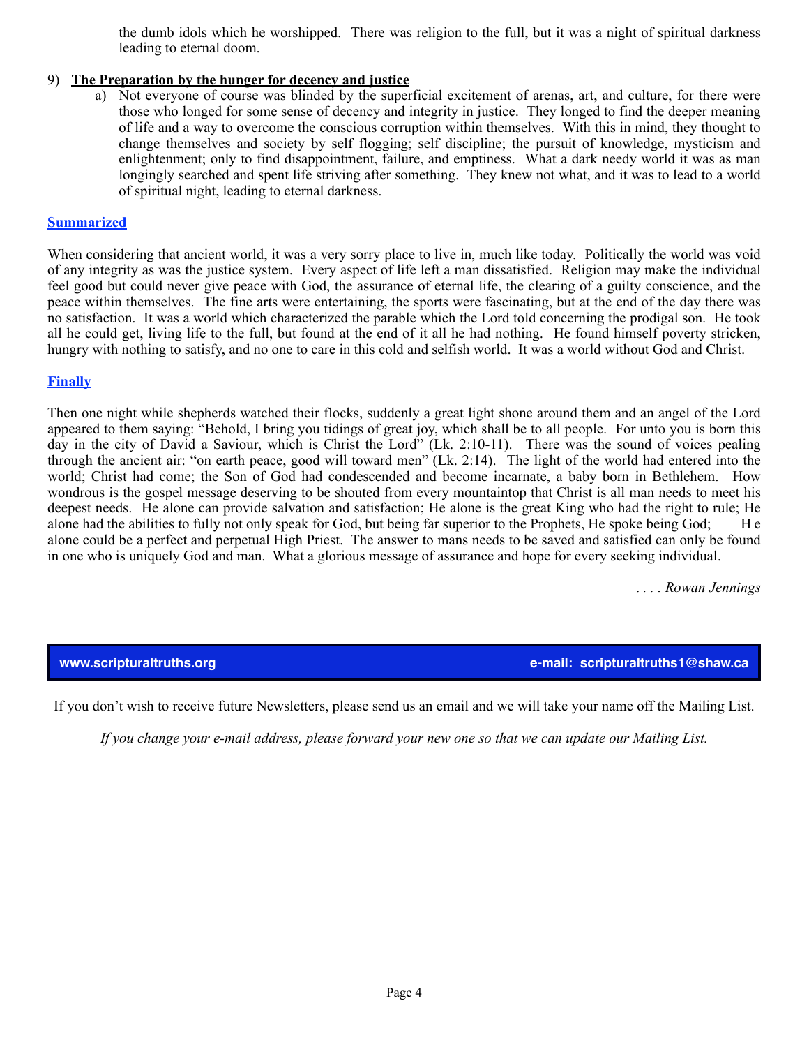the dumb idols which he worshipped. There was religion to the full, but it was a night of spiritual darkness leading to eternal doom.

9) **The Preparation by the hunger for decency and justice**

   a) Not everyone of course was blinded by the superficial excitement of arenas, art, and culture, for there were those who longed for some sense of decency and integrity in justice. They longed to find the deeper meaning of life and a way to overcome the conscious corruption within themselves. With this in mind, they thought to change themselves and society by self flogging; self discipline; the pursuit of knowledge, mysticism and enlightenment; only to find disappointment, failure, and emptiness. What a dark needy world it was as man longingly searched and spent life striving after something. They knew not what, and it was to lead to a world of spiritual night, leading to eternal darkness.

## Summarized

When considering that ancient world, it was a very sorry place to live in, much like today. Politically the world was void of any integrity as was the justice system. Every aspect of life left a man dissatisfied. Religion may make the individual feel good but could never give peace with God, the assurance of eternal life, the clearing of a guilty conscience, and the peace within themselves. The fine arts were entertaining, the sports were fascinating, but at the end of the day there was no satisfaction. It was a world which characterized the parable which the Lord told concerning the prodigal son. He took all he could get, living life to the full, but found at the end of it all he had nothing. He found himself poverty stricken, hungry with nothing to satisfy, and no one to care in this cold and selfish world. It was a world without God and Christ.

## Finally

Then one night while shepherds watched their flocks, suddenly a great light shone around them and an angel of the Lord appeared to them saying: "Behold, I bring you tidings of great joy, which shall be to all people. For unto you is born this day in the city of David a Saviour, which is Christ the Lord" (Lk. 2:10-11). There was the sound of voices pealing through the ancient air: "on earth peace, good will toward men" (Lk. 2:14). The light of the world had entered into the world; Christ had come; the Son of God had condescended and become incarnate, a baby born in Bethlehem. How wondrous is the gospel message deserving to be shouted from every mountaintop that Christ is all man needs to meet his deepest needs. He alone can provide salvation and satisfaction; He alone is the great King who had the right to rule; He alone had the abilities to fully not only speak for God, but being far superior to the Prophets, He spoke being God; He alone could be a perfect and perpetual High Priest. The answer to mans needs to be saved and satisfied can only be found in one who is uniquely God and man. What a glorious message of assurance and hope for every seeking individual.

*. . . . Rowan Jennings*

**www.scripturaltruths.org** **e-mail: scripturaltruths1@shaw.ca**

If you don't wish to receive future Newsletters, please send us an email and we will take your name off the Mailing List.

*If you change your e-mail address, please forward your new one so that we can update our Mailing List.*